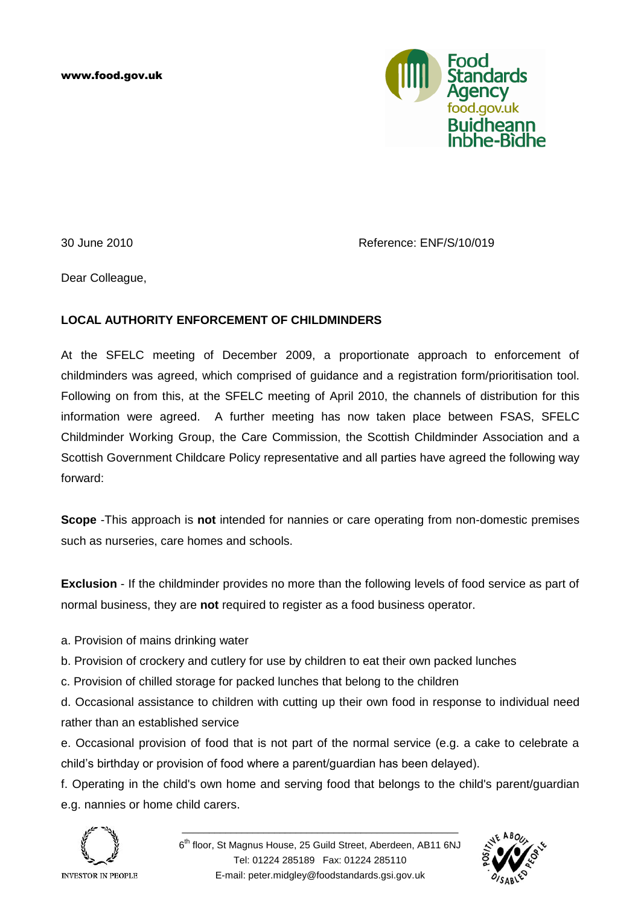www.food.gov.uk

Food Standards Agency
food.gov.uk
Buidheann Inbhe-Bìdhe

30 June 2010

Reference: ENF/S/10/019

Dear Colleague,

**LOCAL AUTHORITY ENFORCEMENT OF CHILDMINDERS**

At the SFELC meeting of December 2009, a proportionate approach to enforcement of childminders was agreed, which comprised of guidance and a registration form/prioritisation tool. Following on from this, at the SFELC meeting of April 2010, the channels of distribution for this information were agreed. A further meeting has now taken place between FSAS, SFELC Childminder Working Group, the Care Commission, the Scottish Childminder Association and a Scottish Government Childcare Policy representative and all parties have agreed the following way forward:

**Scope** -This approach is **not** intended for nannies or care operating from non-domestic premises such as nurseries, care homes and schools.

**Exclusion** - If the childminder provides no more than the following levels of food service as part of normal business, they are **not** required to register as a food business operator.

a. Provision of mains drinking water

b. Provision of crockery and cutlery for use by children to eat their own packed lunches

c. Provision of chilled storage for packed lunches that belong to the children

d. Occasional assistance to children with cutting up their own food in response to individual need rather than an established service

e. Occasional provision of food that is not part of the normal service (e.g. a cake to celebrate a child's birthday or provision of food where a parent/guardian has been delayed).

f. Operating in the child's own home and serving food that belongs to the child's parent/guardian e.g. nannies or home child carers.

6th floor, St Magnus House, 25 Guild Street, Aberdeen, AB11 6NJ
Tel: 01224 285189 Fax: 01224 285110
E-mail: peter.midgley@foodstandards.gsi.gov.uk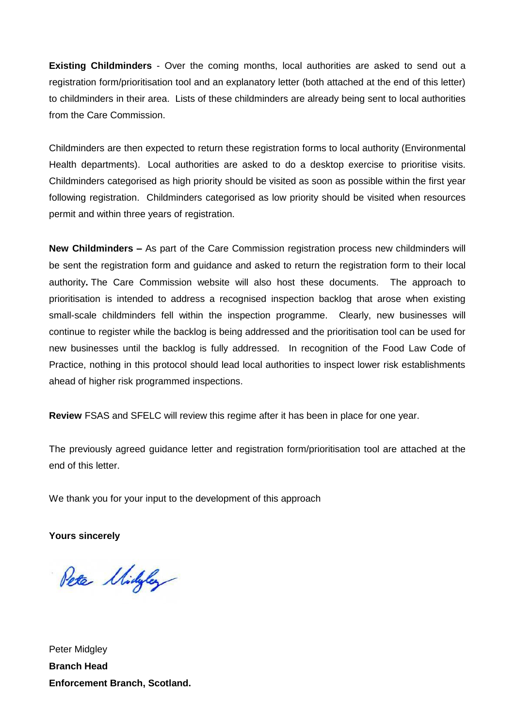**Existing Childminders** - Over the coming months, local authorities are asked to send out a registration form/prioritisation tool and an explanatory letter (both attached at the end of this letter) to childminders in their area. Lists of these childminders are already being sent to local authorities from the Care Commission.

Childminders are then expected to return these registration forms to local authority (Environmental Health departments). Local authorities are asked to do a desktop exercise to prioritise visits. Childminders categorised as high priority should be visited as soon as possible within the first year following registration. Childminders categorised as low priority should be visited when resources permit and within three years of registration.

**New Childminders –** As part of the Care Commission registration process new childminders will be sent the registration form and guidance and asked to return the registration form to their local authority**.** The Care Commission website will also host these documents. The approach to prioritisation is intended to address a recognised inspection backlog that arose when existing small-scale childminders fell within the inspection programme. Clearly, new businesses will continue to register while the backlog is being addressed and the prioritisation tool can be used for new businesses until the backlog is fully addressed. In recognition of the Food Law Code of Practice, nothing in this protocol should lead local authorities to inspect lower risk establishments ahead of higher risk programmed inspections.

**Review** FSAS and SFELC will review this regime after it has been in place for one year.

The previously agreed guidance letter and registration form/prioritisation tool are attached at the end of this letter.

We thank you for your input to the development of this approach

**Yours sincerely**

Peter Midgley

Peter Midgley
**Branch Head**
**Enforcement Branch, Scotland.**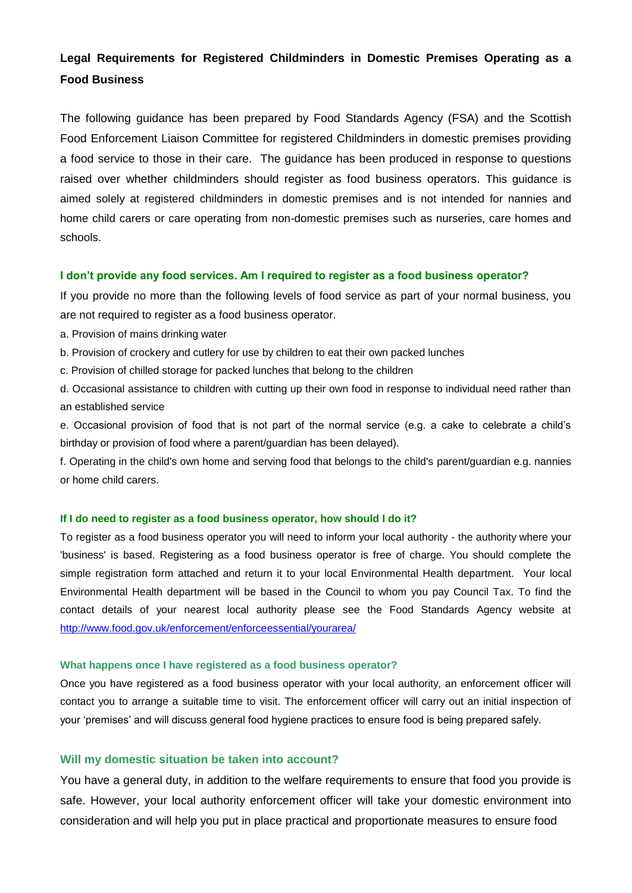## Legal Requirements for Registered Childminders in Domestic Premises Operating as a Food Business

The following guidance has been prepared by Food Standards Agency (FSA) and the Scottish Food Enforcement Liaison Committee for registered Childminders in domestic premises providing a food service to those in their care. The guidance has been produced in response to questions raised over whether childminders should register as food business operators. This guidance is aimed solely at registered childminders in domestic premises and is not intended for nannies and home child carers or care operating from non-domestic premises such as nurseries, care homes and schools.

### I don't provide any food services. Am I required to register as a food business operator?

If you provide no more than the following levels of food service as part of your normal business, you are not required to register as a food business operator.

a. Provision of mains drinking water

b. Provision of crockery and cutlery for use by children to eat their own packed lunches

c. Provision of chilled storage for packed lunches that belong to the children

d. Occasional assistance to children with cutting up their own food in response to individual need rather than an established service

e. Occasional provision of food that is not part of the normal service (e.g. a cake to celebrate a child's birthday or provision of food where a parent/guardian has been delayed).

f. Operating in the child's own home and serving food that belongs to the child's parent/guardian e.g. nannies or home child carers.

### If I do need to register as a food business operator, how should I do it?

To register as a food business operator you will need to inform your local authority - the authority where your 'business' is based. Registering as a food business operator is free of charge. You should complete the simple registration form attached and return it to your local Environmental Health department. Your local Environmental Health department will be based in the Council to whom you pay Council Tax. To find the contact details of your nearest local authority please see the Food Standards Agency website at http://www.food.gov.uk/enforcement/enforceessential/yourarea/

### What happens once I have registered as a food business operator?

Once you have registered as a food business operator with your local authority, an enforcement officer will contact you to arrange a suitable time to visit. The enforcement officer will carry out an initial inspection of your 'premises' and will discuss general food hygiene practices to ensure food is being prepared safely.

### Will my domestic situation be taken into account?

You have a general duty, in addition to the welfare requirements to ensure that food you provide is safe. However, your local authority enforcement officer will take your domestic environment into consideration and will help you put in place practical and proportionate measures to ensure food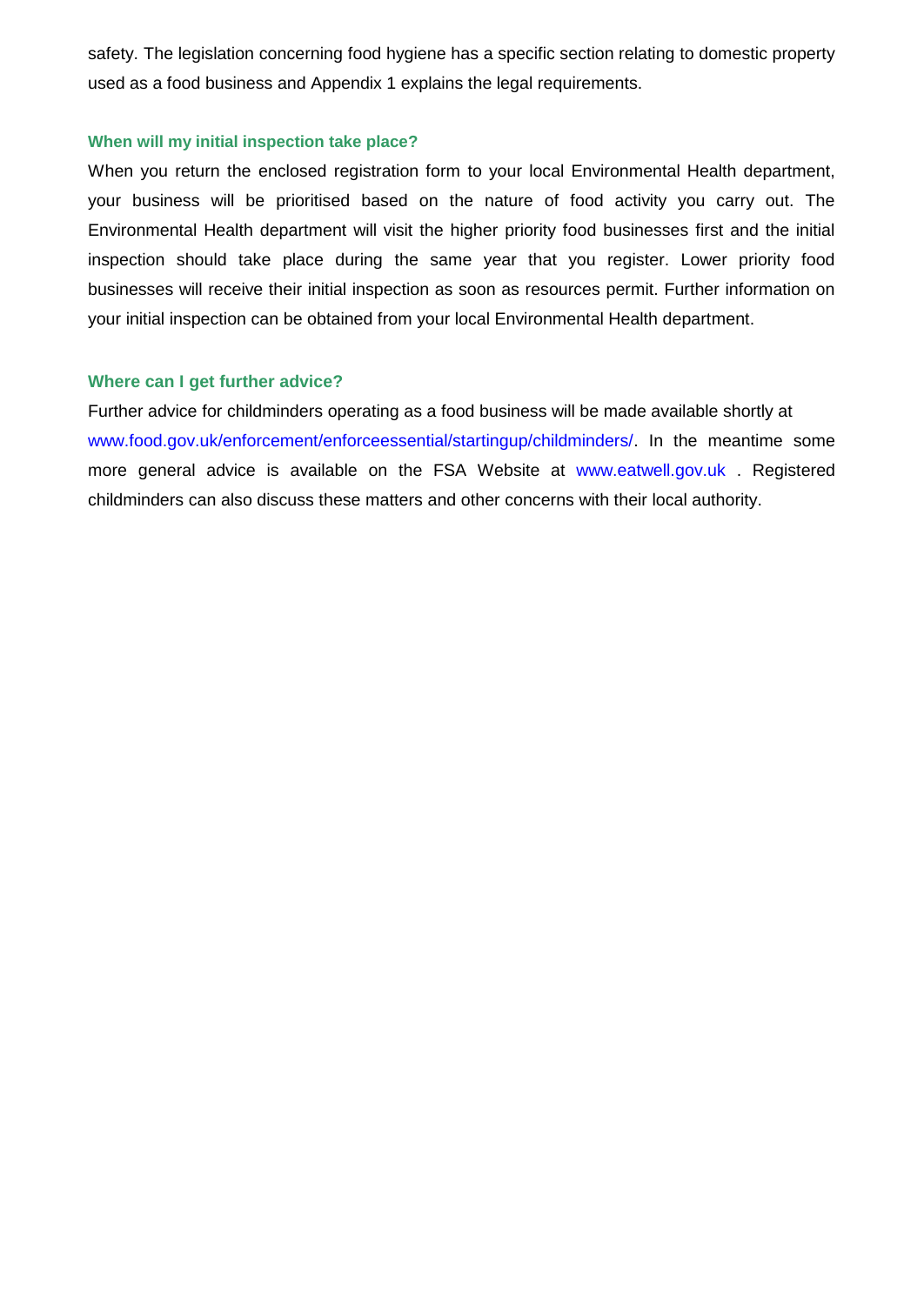safety. The legislation concerning food hygiene has a specific section relating to domestic property used as a food business and Appendix 1 explains the legal requirements.

### When will my initial inspection take place?

When you return the enclosed registration form to your local Environmental Health department, your business will be prioritised based on the nature of food activity you carry out. The Environmental Health department will visit the higher priority food businesses first and the initial inspection should take place during the same year that you register. Lower priority food businesses will receive their initial inspection as soon as resources permit. Further information on your initial inspection can be obtained from your local Environmental Health department.

### Where can I get further advice?

Further advice for childminders operating as a food business will be made available shortly at www.food.gov.uk/enforcement/enforceessential/startingup/childminders/. In the meantime some more general advice is available on the FSA Website at www.eatwell.gov.uk . Registered childminders can also discuss these matters and other concerns with their local authority.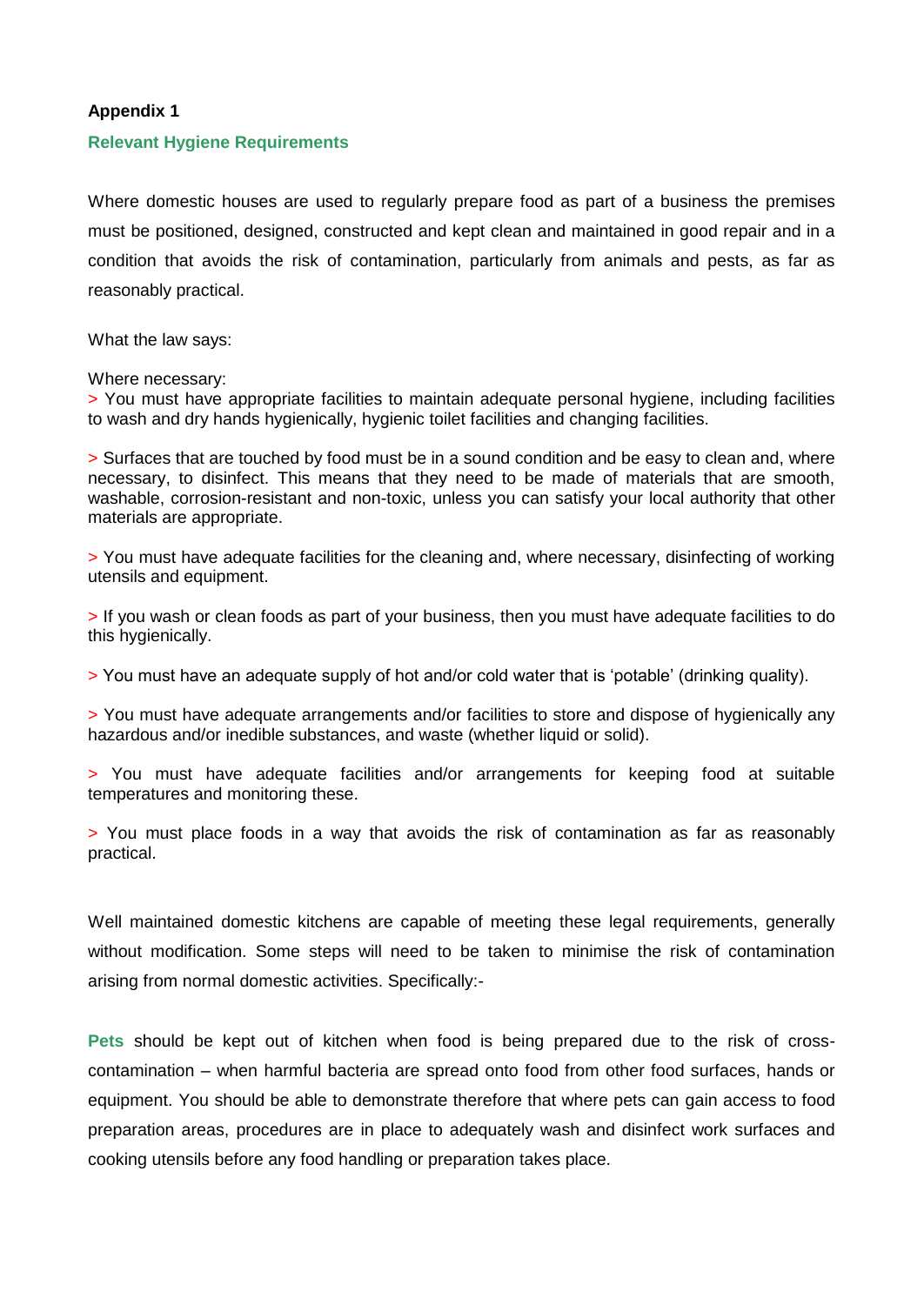**Appendix 1**

**Relevant Hygiene Requirements**

Where domestic houses are used to regularly prepare food as part of a business the premises must be positioned, designed, constructed and kept clean and maintained in good repair and in a condition that avoids the risk of contamination, particularly from animals and pests, as far as reasonably practical.

What the law says:

Where necessary:

> You must have appropriate facilities to maintain adequate personal hygiene, including facilities to wash and dry hands hygienically, hygienic toilet facilities and changing facilities.

> Surfaces that are touched by food must be in a sound condition and be easy to clean and, where necessary, to disinfect. This means that they need to be made of materials that are smooth, washable, corrosion-resistant and non-toxic, unless you can satisfy your local authority that other materials are appropriate.

> You must have adequate facilities for the cleaning and, where necessary, disinfecting of working utensils and equipment.

> If you wash or clean foods as part of your business, then you must have adequate facilities to do this hygienically.

> You must have an adequate supply of hot and/or cold water that is 'potable' (drinking quality).

> You must have adequate arrangements and/or facilities to store and dispose of hygienically any hazardous and/or inedible substances, and waste (whether liquid or solid).

> You must have adequate facilities and/or arrangements for keeping food at suitable temperatures and monitoring these.

> You must place foods in a way that avoids the risk of contamination as far as reasonably practical.

Well maintained domestic kitchens are capable of meeting these legal requirements, generally without modification. Some steps will need to be taken to minimise the risk of contamination arising from normal domestic activities. Specifically:-

**Pets** should be kept out of kitchen when food is being prepared due to the risk of cross-contamination – when harmful bacteria are spread onto food from other food surfaces, hands or equipment. You should be able to demonstrate therefore that where pets can gain access to food preparation areas, procedures are in place to adequately wash and disinfect work surfaces and cooking utensils before any food handling or preparation takes place.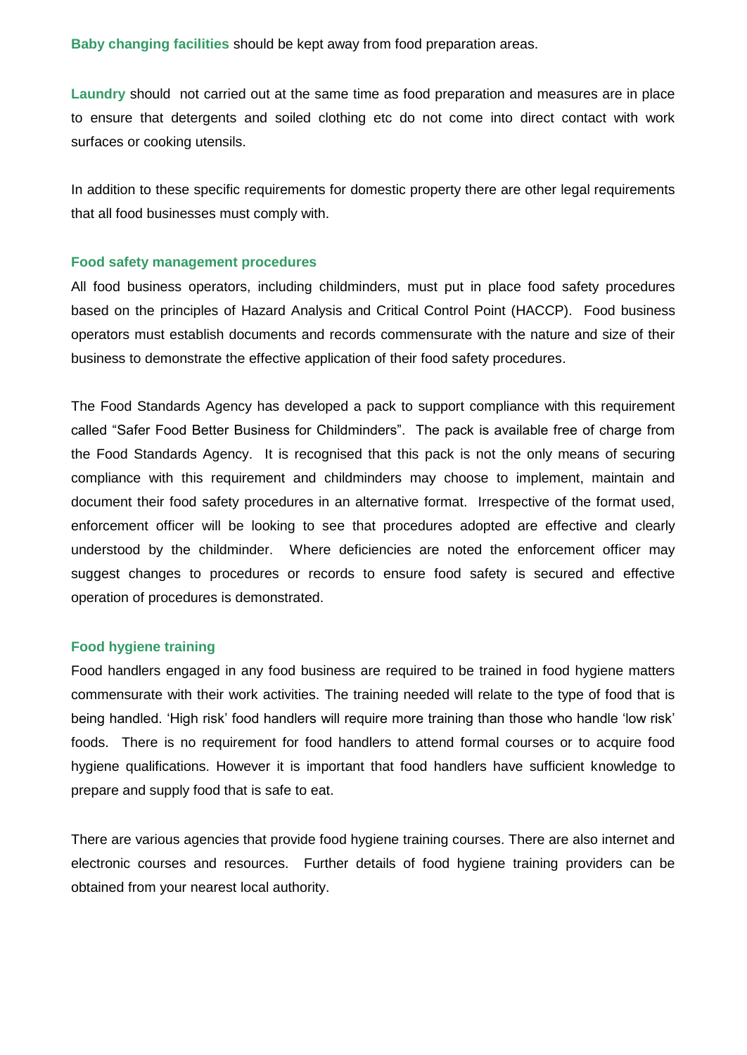**Baby changing facilities** should be kept away from food preparation areas.

**Laundry** should not carried out at the same time as food preparation and measures are in place to ensure that detergents and soiled clothing etc do not come into direct contact with work surfaces or cooking utensils.

In addition to these specific requirements for domestic property there are other legal requirements that all food businesses must comply with.

### Food safety management procedures

All food business operators, including childminders, must put in place food safety procedures based on the principles of Hazard Analysis and Critical Control Point (HACCP). Food business operators must establish documents and records commensurate with the nature and size of their business to demonstrate the effective application of their food safety procedures.

The Food Standards Agency has developed a pack to support compliance with this requirement called "Safer Food Better Business for Childminders". The pack is available free of charge from the Food Standards Agency. It is recognised that this pack is not the only means of securing compliance with this requirement and childminders may choose to implement, maintain and document their food safety procedures in an alternative format. Irrespective of the format used, enforcement officer will be looking to see that procedures adopted are effective and clearly understood by the childminder. Where deficiencies are noted the enforcement officer may suggest changes to procedures or records to ensure food safety is secured and effective operation of procedures is demonstrated.

### Food hygiene training

Food handlers engaged in any food business are required to be trained in food hygiene matters commensurate with their work activities. The training needed will relate to the type of food that is being handled. 'High risk' food handlers will require more training than those who handle 'low risk' foods. There is no requirement for food handlers to attend formal courses or to acquire food hygiene qualifications. However it is important that food handlers have sufficient knowledge to prepare and supply food that is safe to eat.

There are various agencies that provide food hygiene training courses. There are also internet and electronic courses and resources. Further details of food hygiene training providers can be obtained from your nearest local authority.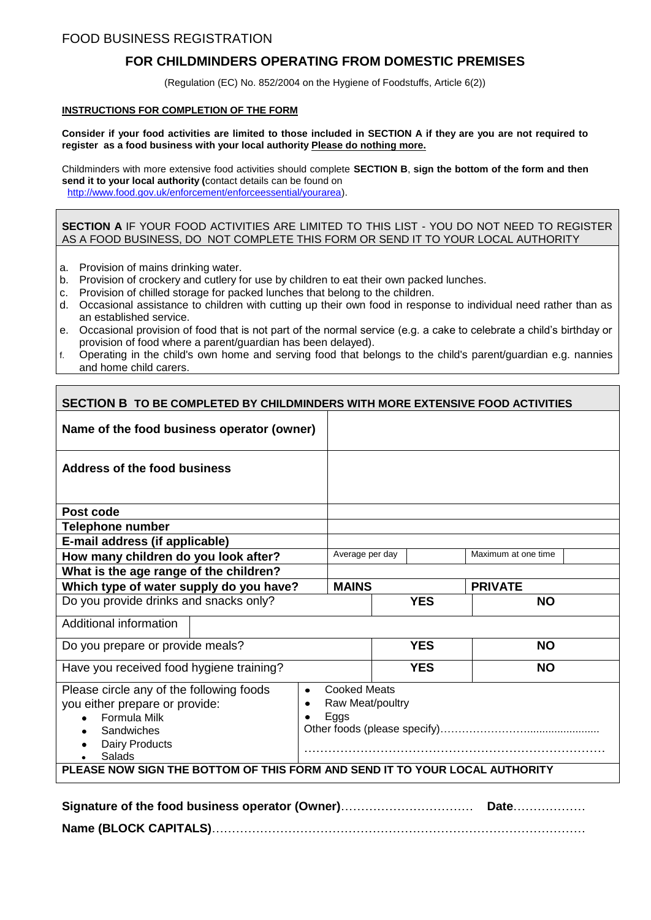FOOD BUSINESS REGISTRATION

## FOR CHILDMINDERS OPERATING FROM DOMESTIC PREMISES

(Regulation (EC) No. 852/2004 on the Hygiene of Foodstuffs, Article 6(2))

**INSTRUCTIONS FOR COMPLETION OF THE FORM**

**Consider if your food activities are limited to those included in SECTION A if they are you are not required to register as a food business with your local authority Please do nothing more.**

Childminders with more extensive food activities should complete **SECTION B**, **sign the bottom of the form and then send it to your local authority (**contact details can be found on http://www.food.gov.uk/enforcement/enforceessential/yourarea).

**SECTION A** IF YOUR FOOD ACTIVITIES ARE LIMITED TO THIS LIST - YOU DO NOT NEED TO REGISTER AS A FOOD BUSINESS, DO NOT COMPLETE THIS FORM OR SEND IT TO YOUR LOCAL AUTHORITY

a. Provision of mains drinking water.
b. Provision of crockery and cutlery for use by children to eat their own packed lunches.
c. Provision of chilled storage for packed lunches that belong to the children.
d. Occasional assistance to children with cutting up their own food in response to individual need rather than as an established service.
e. Occasional provision of food that is not part of the normal service (e.g. a cake to celebrate a child's birthday or provision of food where a parent/guardian has been delayed).
f. Operating in the child's own home and serving food that belongs to the child's parent/guardian e.g. nannies and home child carers.

**SECTION B TO BE COMPLETED BY CHILDMINDERS WITH MORE EXTENSIVE FOOD ACTIVITIES**

| | | | | |
|---|---|---|---|---|
| **Name of the food business operator (owner)** | | | | |
| **Address of the food business** | | | | |
| **Post code** | | | | |
| **Telephone number** | | | | |
| **E-mail address (if applicable)** | | | | |
| **How many children do you look after?** | Average per day | | Maximum at one time | |
| **What is the age range of the children?** | | | | |
| **Which type of water supply do you have?** | **MAINS** | | **PRIVATE** | |
| Do you provide drinks and snacks only? | | **YES** | **NO** | |
| Additional information | | | | |
| Do you prepare or provide meals? | | **YES** | **NO** | |
| Have you received food hygiene training? | | **YES** | **NO** | |

Please circle any of the following foods you either prepare or provide:

- Formula Milk
- Sandwiches
- Dairy Products
- Salads
- Cooked Meats
- Raw Meat/poultry
- Eggs

Other foods (please specify)…………………………………………………

………………………………………………………………………

**PLEASE NOW SIGN THE BOTTOM OF THIS FORM AND SEND IT TO YOUR LOCAL AUTHORITY**

**Signature of the food business operator (Owner)**…………………………… **Date**………………

**Name (BLOCK CAPITALS)**………………………………………………………………………………